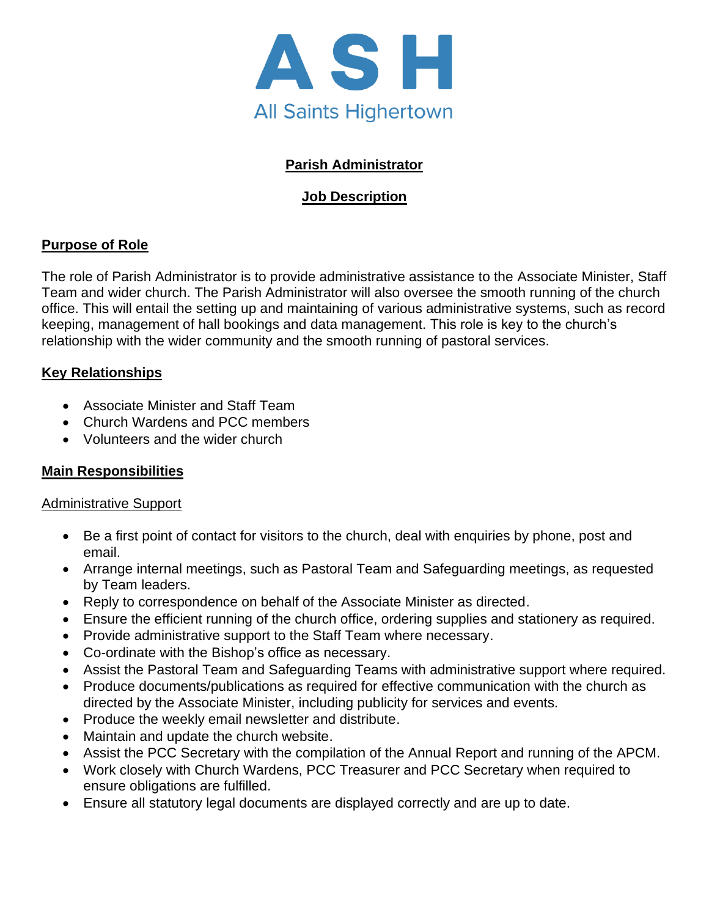# ASH

All Saints Highertown

## Parish Administrator

## Job Description

### Purpose of Role

The role of Parish Administrator is to provide administrative assistance to the Associate Minister, Staff Team and wider church. The Parish Administrator will also oversee the smooth running of the church office. This will entail the setting up and maintaining of various administrative systems, such as record keeping, management of hall bookings and data management. This role is key to the church's relationship with the wider community and the smooth running of pastoral services.

### Key Relationships

- Associate Minister and Staff Team
- Church Wardens and PCC members
- Volunteers and the wider church

### Main Responsibilities

#### Administrative Support

- Be a first point of contact for visitors to the church, deal with enquiries by phone, post and email.
- Arrange internal meetings, such as Pastoral Team and Safeguarding meetings, as requested by Team leaders.
- Reply to correspondence on behalf of the Associate Minister as directed.
- Ensure the efficient running of the church office, ordering supplies and stationery as required.
- Provide administrative support to the Staff Team where necessary.
- Co-ordinate with the Bishop's office as necessary.
- Assist the Pastoral Team and Safeguarding Teams with administrative support where required.
- Produce documents/publications as required for effective communication with the church as directed by the Associate Minister, including publicity for services and events.
- Produce the weekly email newsletter and distribute.
- Maintain and update the church website.
- Assist the PCC Secretary with the compilation of the Annual Report and running of the APCM.
- Work closely with Church Wardens, PCC Treasurer and PCC Secretary when required to ensure obligations are fulfilled.
- Ensure all statutory legal documents are displayed correctly and are up to date.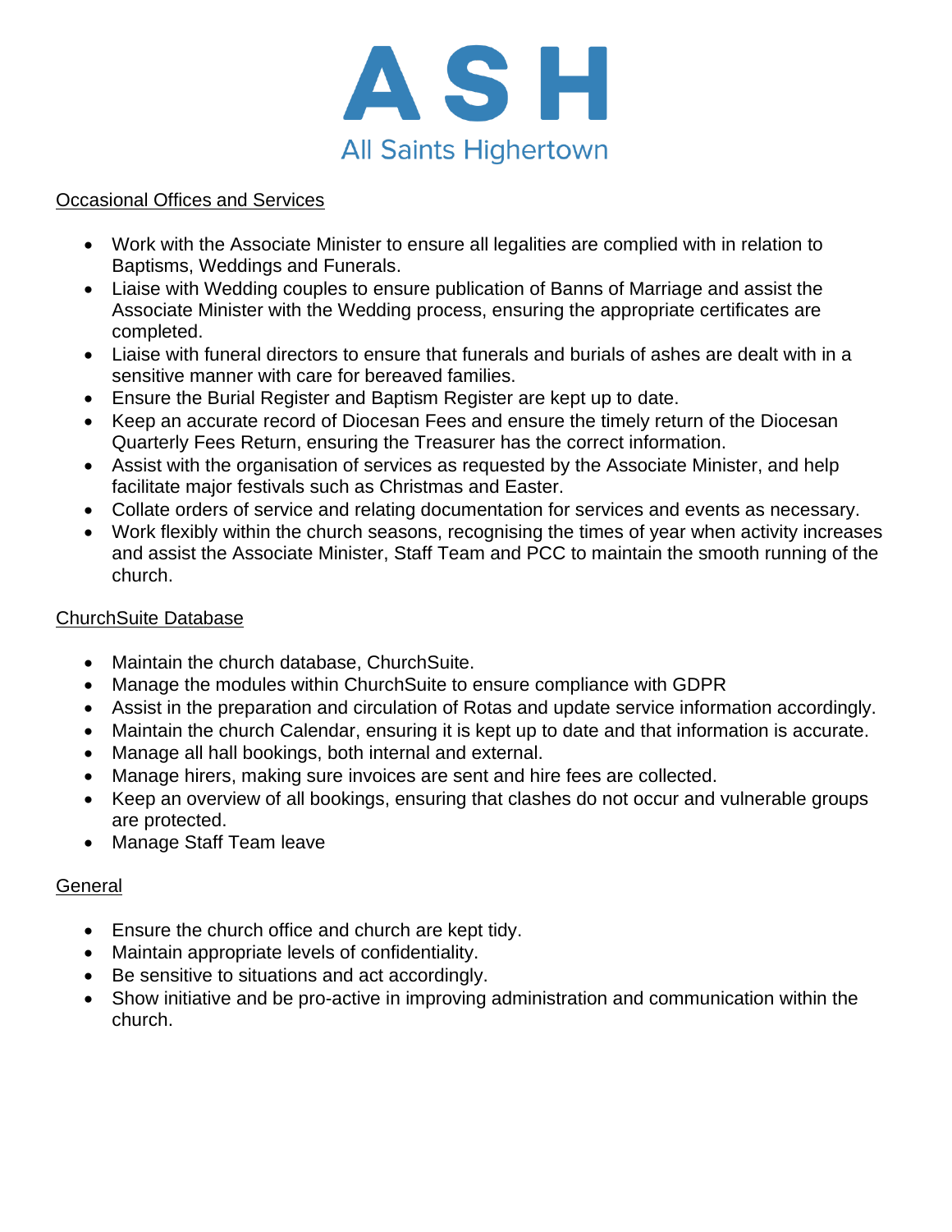## Occasional Offices and Services

- Work with the Associate Minister to ensure all legalities are complied with in relation to Baptisms, Weddings and Funerals.
- Liaise with Wedding couples to ensure publication of Banns of Marriage and assist the Associate Minister with the Wedding process, ensuring the appropriate certificates are completed.
- Liaise with funeral directors to ensure that funerals and burials of ashes are dealt with in a sensitive manner with care for bereaved families.
- Ensure the Burial Register and Baptism Register are kept up to date.
- Keep an accurate record of Diocesan Fees and ensure the timely return of the Diocesan Quarterly Fees Return, ensuring the Treasurer has the correct information.
- Assist with the organisation of services as requested by the Associate Minister, and help facilitate major festivals such as Christmas and Easter.
- Collate orders of service and relating documentation for services and events as necessary.
- Work flexibly within the church seasons, recognising the times of year when activity increases and assist the Associate Minister, Staff Team and PCC to maintain the smooth running of the church.

## ChurchSuite Database

- Maintain the church database, ChurchSuite.
- Manage the modules within ChurchSuite to ensure compliance with GDPR
- Assist in the preparation and circulation of Rotas and update service information accordingly.
- Maintain the church Calendar, ensuring it is kept up to date and that information is accurate.
- Manage all hall bookings, both internal and external.
- Manage hirers, making sure invoices are sent and hire fees are collected.
- Keep an overview of all bookings, ensuring that clashes do not occur and vulnerable groups are protected.
- Manage Staff Team leave

## General

- Ensure the church office and church are kept tidy.
- Maintain appropriate levels of confidentiality.
- Be sensitive to situations and act accordingly.
- Show initiative and be pro-active in improving administration and communication within the church.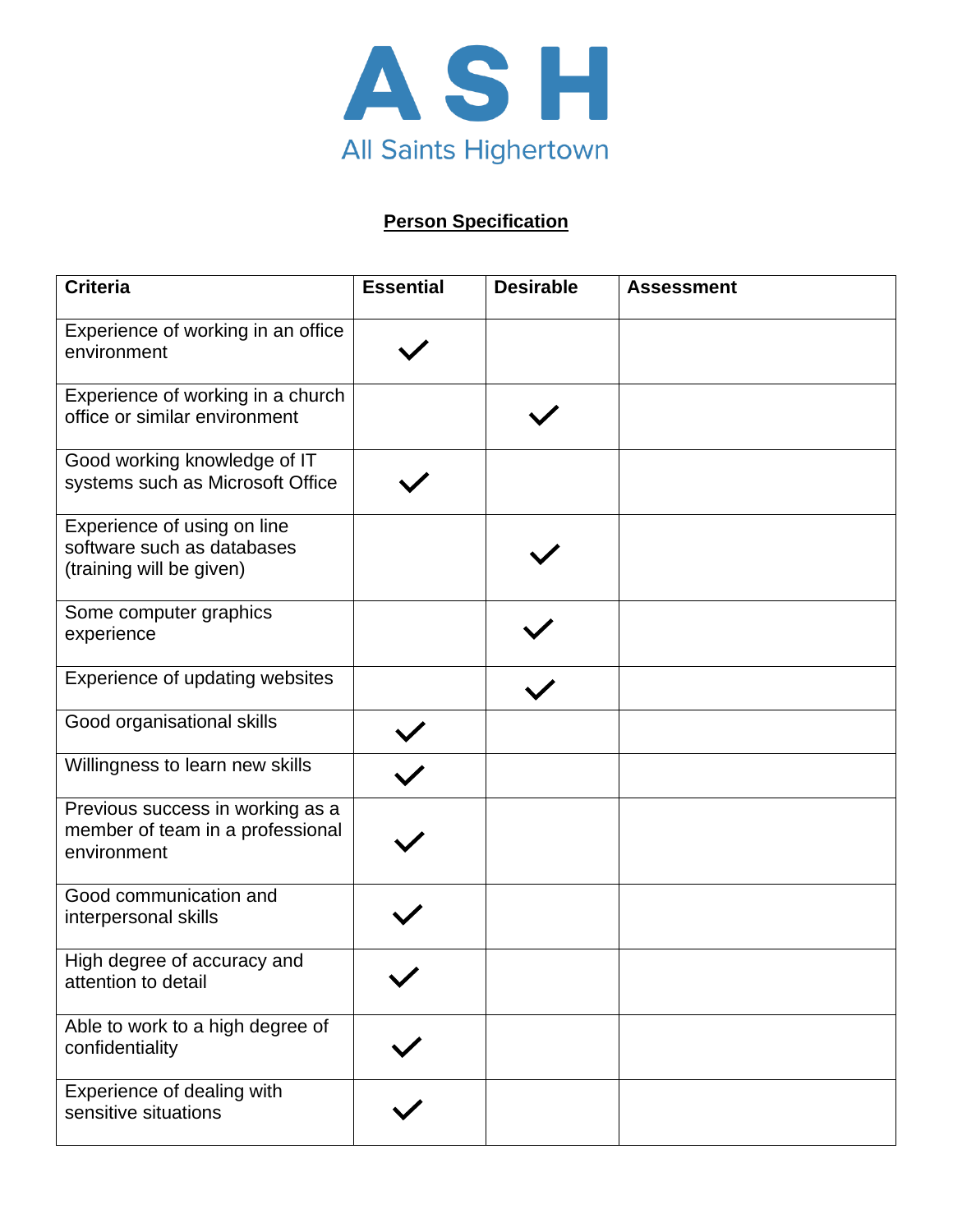# ASH

All Saints Highertown

**Person Specification**

| Criteria | Essential | Desirable | Assessment |
|---|---|---|---|
| Experience of working in an office environment | ✓ | | |
| Experience of working in a church office or similar environment | | ✓ | |
| Good working knowledge of IT systems such as Microsoft Office | ✓ | | |
| Experience of using on line software such as databases (training will be given) | | ✓ | |
| Some computer graphics experience | | ✓ | |
| Experience of updating websites | | ✓ | |
| Good organisational skills | ✓ | | |
| Willingness to learn new skills | ✓ | | |
| Previous success in working as a member of team in a professional environment | ✓ | | |
| Good communication and interpersonal skills | ✓ | | |
| High degree of accuracy and attention to detail | ✓ | | |
| Able to work to a high degree of confidentiality | ✓ | | |
| Experience of dealing with sensitive situations | ✓ | | |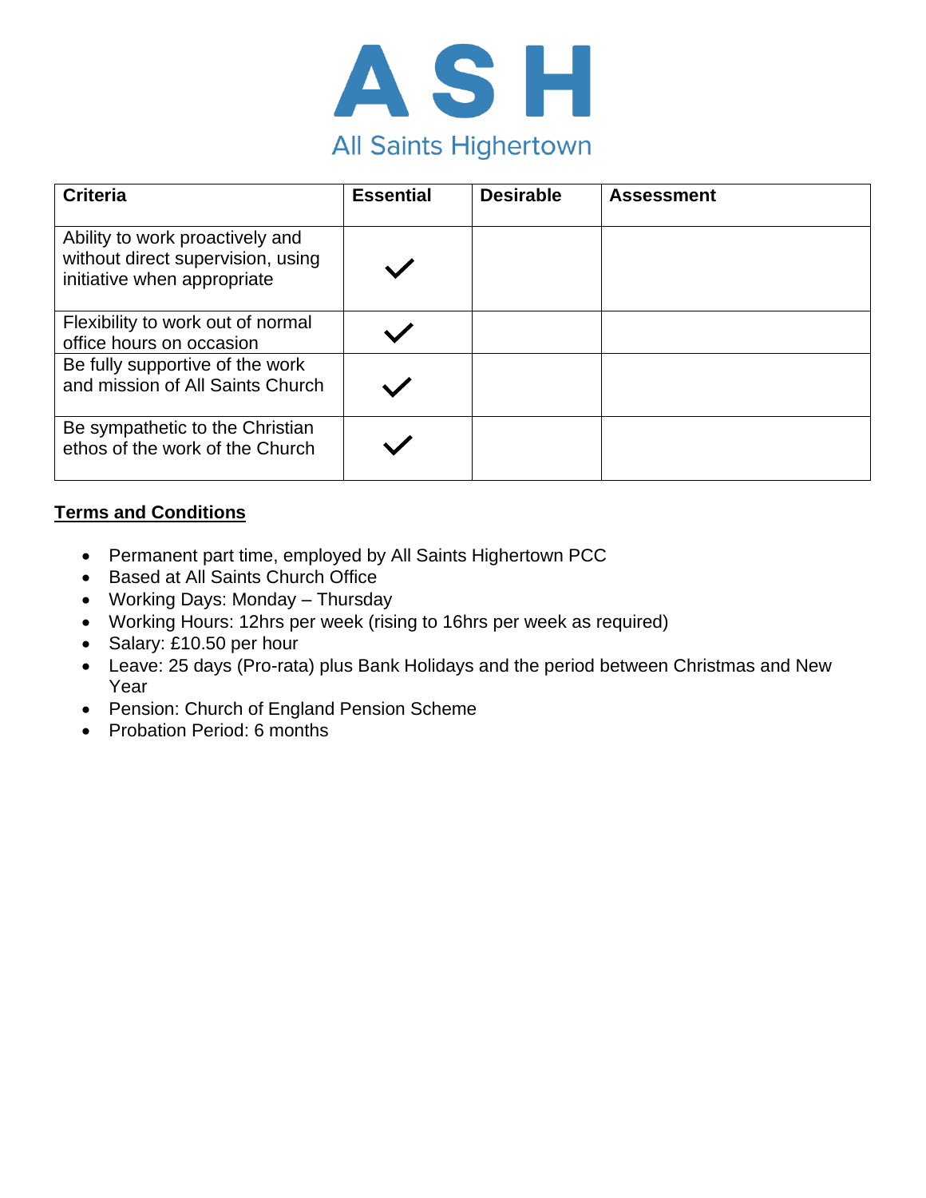# ASH

All Saints Highertown

| Criteria | Essential | Desirable | Assessment |
|---|---|---|---|
| Ability to work proactively and without direct supervision, using initiative when appropriate | ✓ | | |
| Flexibility to work out of normal office hours on occasion | ✓ | | |
| Be fully supportive of the work and mission of All Saints Church | ✓ | | |
| Be sympathetic to the Christian ethos of the work of the Church | ✓ | | |

**<u>Terms and Conditions</u>**

- Permanent part time, employed by All Saints Highertown PCC
- Based at All Saints Church Office
- Working Days: Monday – Thursday
- Working Hours: 12hrs per week (rising to 16hrs per week as required)
- Salary: £10.50 per hour
- Leave: 25 days (Pro-rata) plus Bank Holidays and the period between Christmas and New Year
- Pension: Church of England Pension Scheme
- Probation Period: 6 months